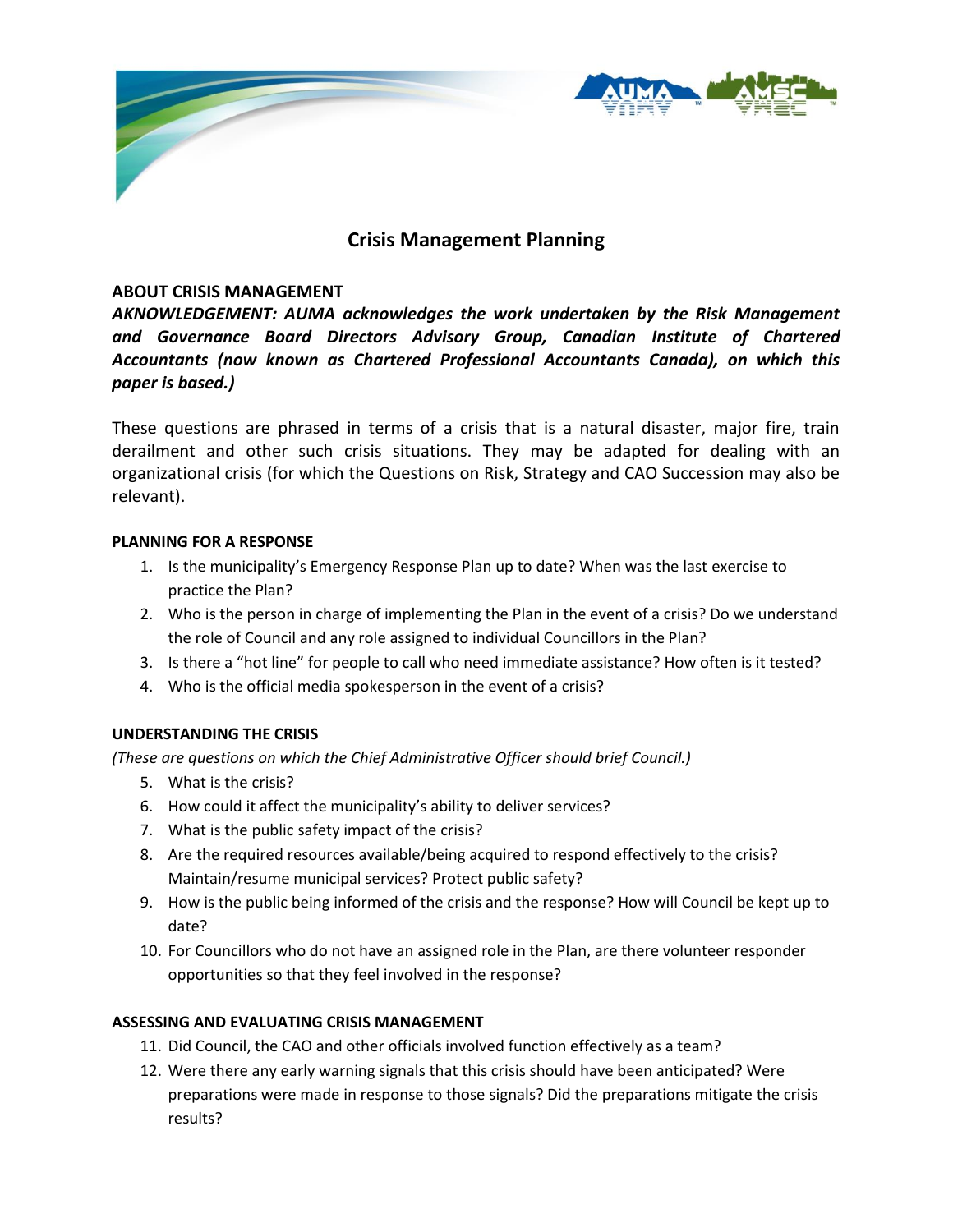# Crisis Management Planning

## ABOUT CRISIS MANAGEMENT

***AKNOWLEDGEMENT: AUMA acknowledges the work undertaken by the Risk Management and Governance Board Directors Advisory Group, Canadian Institute of Chartered Accountants (now known as Chartered Professional Accountants Canada), on which this paper is based.)***

These questions are phrased in terms of a crisis that is a natural disaster, major fire, train derailment and other such crisis situations. They may be adapted for dealing with an organizational crisis (for which the Questions on Risk, Strategy and CAO Succession may also be relevant).

### PLANNING FOR A RESPONSE

1. Is the municipality's Emergency Response Plan up to date? When was the last exercise to practice the Plan?
2. Who is the person in charge of implementing the Plan in the event of a crisis? Do we understand the role of Council and any role assigned to individual Councillors in the Plan?
3. Is there a "hot line" for people to call who need immediate assistance? How often is it tested?
4. Who is the official media spokesperson in the event of a crisis?

### UNDERSTANDING THE CRISIS

*(These are questions on which the Chief Administrative Officer should brief Council.)*

5. What is the crisis?
6. How could it affect the municipality's ability to deliver services?
7. What is the public safety impact of the crisis?
8. Are the required resources available/being acquired to respond effectively to the crisis? Maintain/resume municipal services? Protect public safety?
9. How is the public being informed of the crisis and the response? How will Council be kept up to date?
10. For Councillors who do not have an assigned role in the Plan, are there volunteer responder opportunities so that they feel involved in the response?

### ASSESSING AND EVALUATING CRISIS MANAGEMENT

11. Did Council, the CAO and other officials involved function effectively as a team?
12. Were there any early warning signals that this crisis should have been anticipated? Were preparations were made in response to those signals? Did the preparations mitigate the crisis results?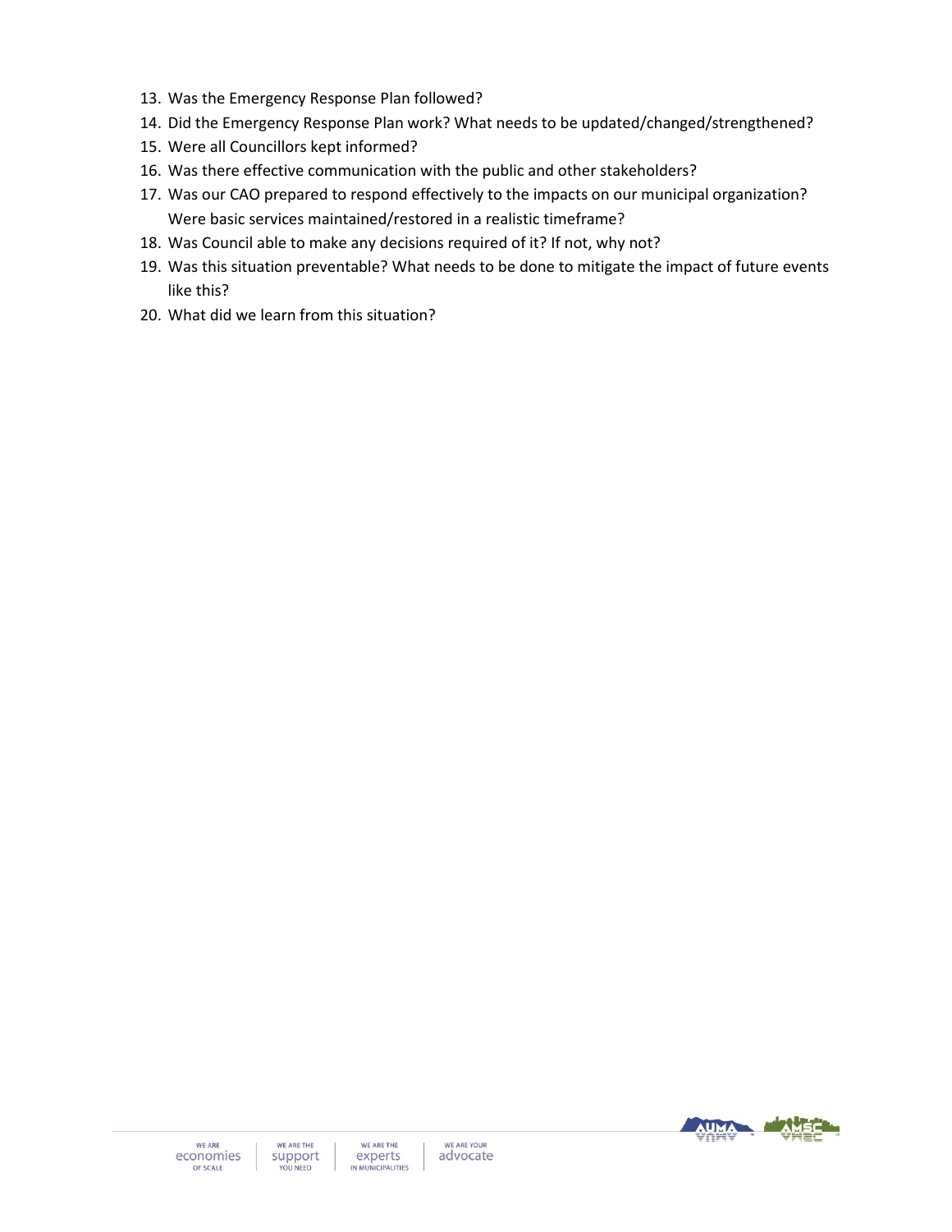13. Was the Emergency Response Plan followed?
14. Did the Emergency Response Plan work? What needs to be updated/changed/strengthened?
15. Were all Councillors kept informed?
16. Was there effective communication with the public and other stakeholders?
17. Was our CAO prepared to respond effectively to the impacts on our municipal organization? Were basic services maintained/restored in a realistic timeframe?
18. Was Council able to make any decisions required of it? If not, why not?
19. Was this situation preventable? What needs to be done to mitigate the impact of future events like this?
20. What did we learn from this situation?